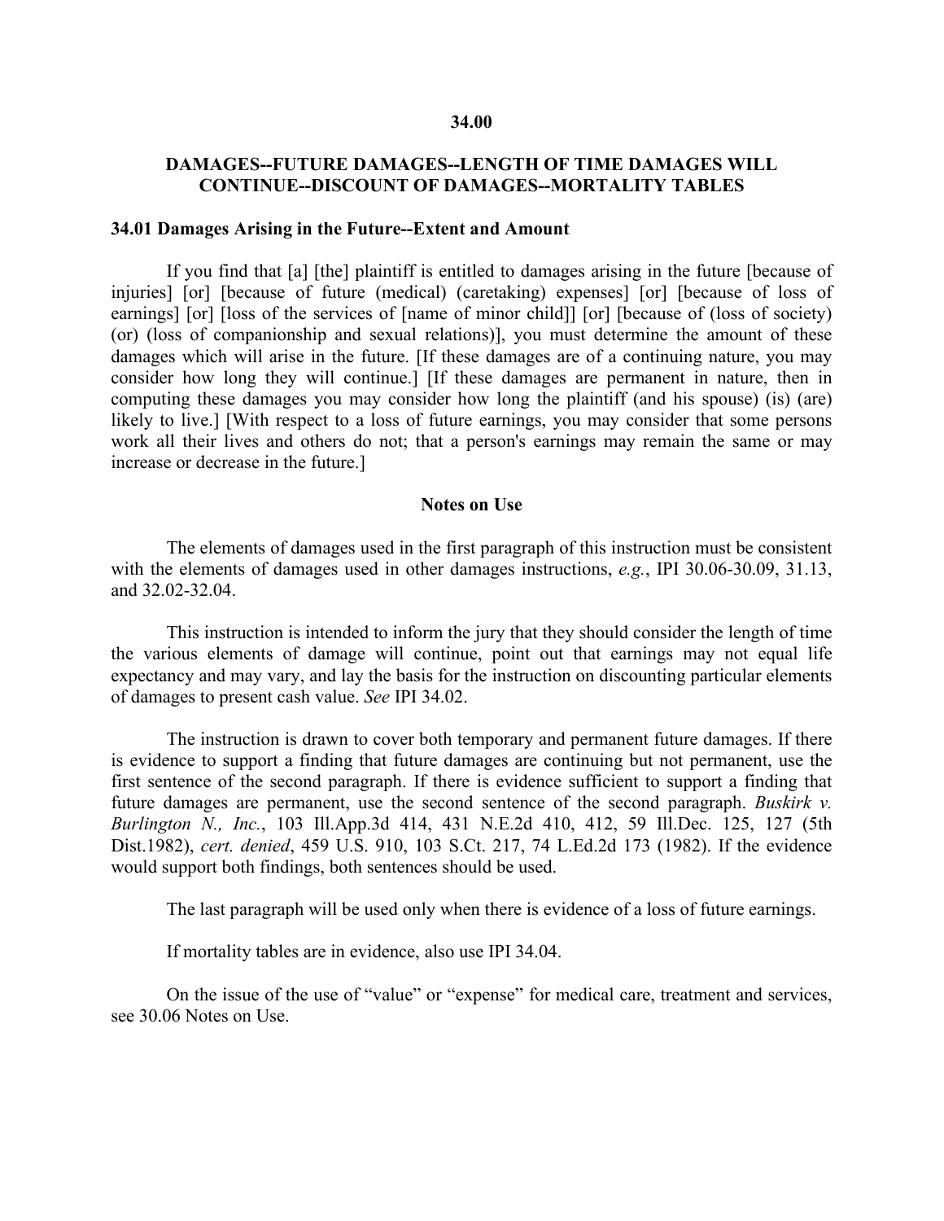# 34.00

## DAMAGES--FUTURE DAMAGES--LENGTH OF TIME DAMAGES WILL CONTINUE--DISCOUNT OF DAMAGES--MORTALITY TABLES

### 34.01 Damages Arising in the Future--Extent and Amount

If you find that [a] [the] plaintiff is entitled to damages arising in the future [because of injuries] [or] [because of future (medical) (caretaking) expenses] [or] [because of loss of earnings] [or] [loss of the services of [name of minor child]] [or] [because of (loss of society) (or) (loss of companionship and sexual relations)], you must determine the amount of these damages which will arise in the future. [If these damages are of a continuing nature, you may consider how long they will continue.] [If these damages are permanent in nature, then in computing these damages you may consider how long the plaintiff (and his spouse) (is) (are) likely to live.] [With respect to a loss of future earnings, you may consider that some persons work all their lives and others do not; that a person's earnings may remain the same or may increase or decrease in the future.]

#### Notes on Use

The elements of damages used in the first paragraph of this instruction must be consistent with the elements of damages used in other damages instructions, *e.g.*, IPI 30.06-30.09, 31.13, and 32.02-32.04.

This instruction is intended to inform the jury that they should consider the length of time the various elements of damage will continue, point out that earnings may not equal life expectancy and may vary, and lay the basis for the instruction on discounting particular elements of damages to present cash value. *See* IPI 34.02.

The instruction is drawn to cover both temporary and permanent future damages. If there is evidence to support a finding that future damages are continuing but not permanent, use the first sentence of the second paragraph. If there is evidence sufficient to support a finding that future damages are permanent, use the second sentence of the second paragraph. *Buskirk v. Burlington N., Inc.*, 103 Ill.App.3d 414, 431 N.E.2d 410, 412, 59 Ill.Dec. 125, 127 (5th Dist.1982), *cert. denied*, 459 U.S. 910, 103 S.Ct. 217, 74 L.Ed.2d 173 (1982). If the evidence would support both findings, both sentences should be used.

The last paragraph will be used only when there is evidence of a loss of future earnings.

If mortality tables are in evidence, also use IPI 34.04.

On the issue of the use of "value" or "expense" for medical care, treatment and services, see 30.06 Notes on Use.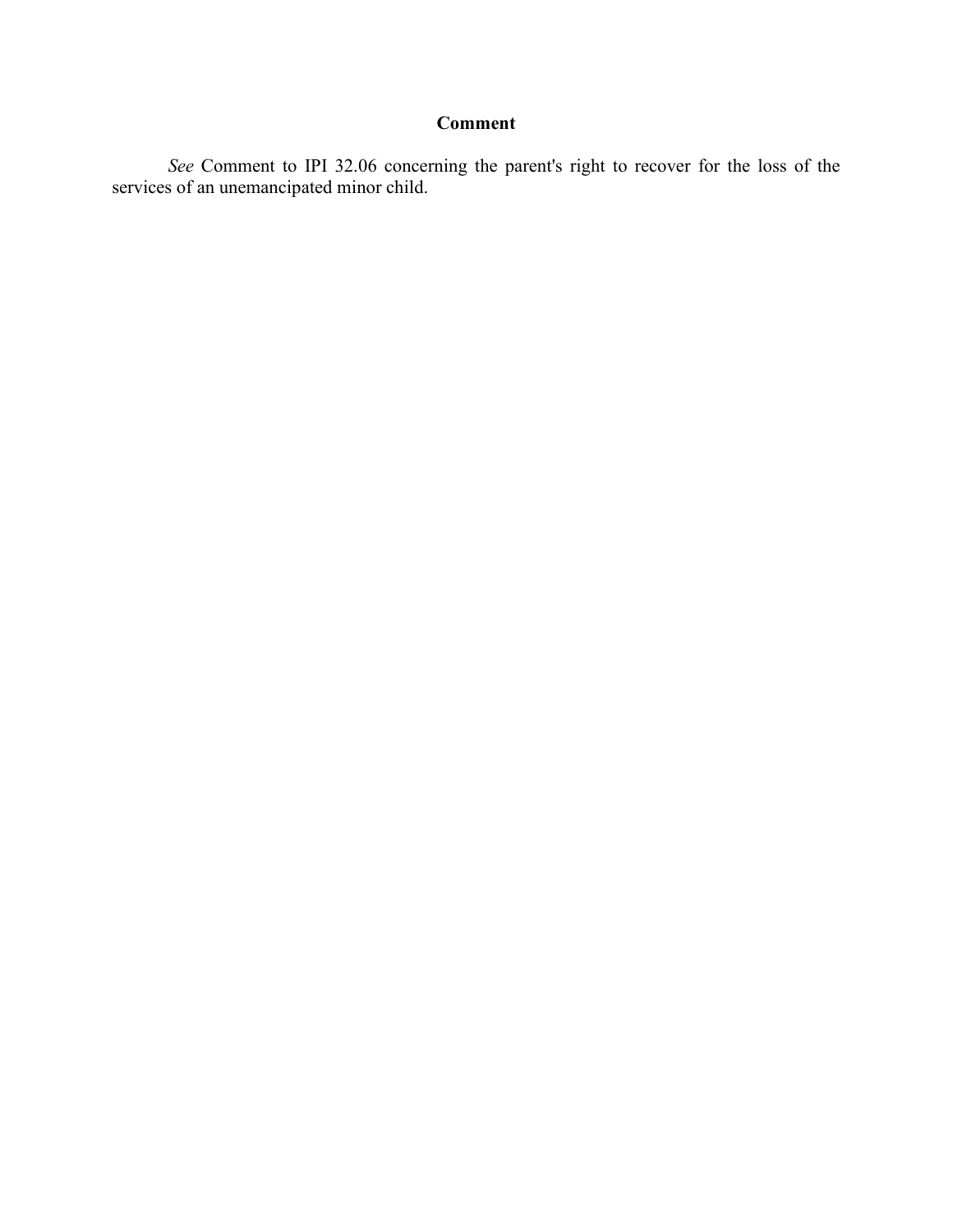## Comment

*See* Comment to IPI 32.06 concerning the parent's right to recover for the loss of the services of an unemancipated minor child.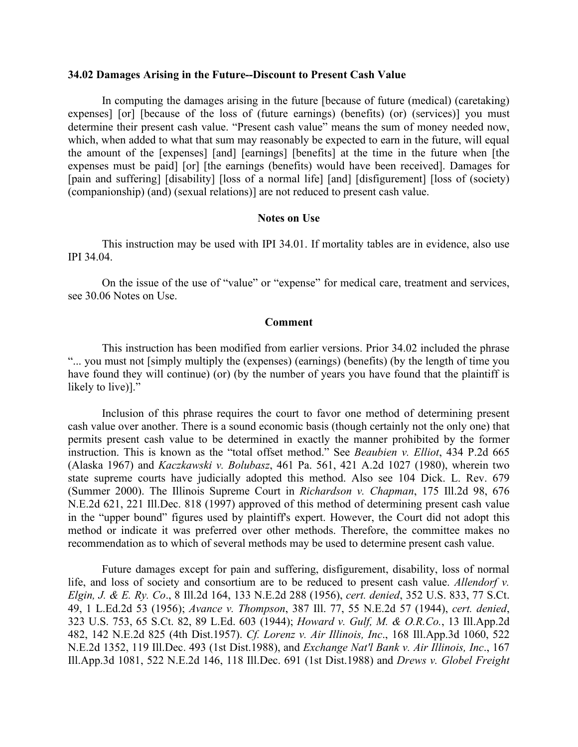**34.02 Damages Arising in the Future--Discount to Present Cash Value**

In computing the damages arising in the future [because of future (medical) (caretaking) expenses] [or] [because of the loss of (future earnings) (benefits) (or) (services)] you must determine their present cash value. "Present cash value" means the sum of money needed now, which, when added to what that sum may reasonably be expected to earn in the future, will equal the amount of the [expenses] [and] [earnings] [benefits] at the time in the future when [the expenses must be paid] [or] [the earnings (benefits) would have been received]. Damages for [pain and suffering] [disability] [loss of a normal life] [and] [disfigurement] [loss of (society) (companionship) (and) (sexual relations)] are not reduced to present cash value.

**Notes on Use**

This instruction may be used with IPI 34.01. If mortality tables are in evidence, also use IPI 34.04.

On the issue of the use of "value" or "expense" for medical care, treatment and services, see 30.06 Notes on Use.

**Comment**

This instruction has been modified from earlier versions. Prior 34.02 included the phrase "... you must not [simply multiply the (expenses) (earnings) (benefits) (by the length of time you have found they will continue) (or) (by the number of years you have found that the plaintiff is likely to live)]."

Inclusion of this phrase requires the court to favor one method of determining present cash value over another. There is a sound economic basis (though certainly not the only one) that permits present cash value to be determined in exactly the manner prohibited by the former instruction. This is known as the "total offset method." See *Beaubien v. Elliot*, 434 P.2d 665 (Alaska 1967) and *Kaczkawski v. Bolubasz*, 461 Pa. 561, 421 A.2d 1027 (1980), wherein two state supreme courts have judicially adopted this method. Also see 104 Dick. L. Rev. 679 (Summer 2000). The Illinois Supreme Court in *Richardson v. Chapman*, 175 Ill.2d 98, 676 N.E.2d 621, 221 Ill.Dec. 818 (1997) approved of this method of determining present cash value in the "upper bound" figures used by plaintiff's expert. However, the Court did not adopt this method or indicate it was preferred over other methods. Therefore, the committee makes no recommendation as to which of several methods may be used to determine present cash value.

Future damages except for pain and suffering, disfigurement, disability, loss of normal life, and loss of society and consortium are to be reduced to present cash value. *Allendorf v. Elgin, J. & E. Ry. Co*., 8 Ill.2d 164, 133 N.E.2d 288 (1956), *cert. denied*, 352 U.S. 833, 77 S.Ct. 49, 1 L.Ed.2d 53 (1956); *Avance v. Thompson*, 387 Ill. 77, 55 N.E.2d 57 (1944), *cert. denied*, 323 U.S. 753, 65 S.Ct. 82, 89 L.Ed. 603 (1944); *Howard v. Gulf, M. & O.R.Co.*, 13 Ill.App.2d 482, 142 N.E.2d 825 (4th Dist.1957). *Cf. Lorenz v. Air Illinois, Inc*., 168 Ill.App.3d 1060, 522 N.E.2d 1352, 119 Ill.Dec. 493 (1st Dist.1988), and *Exchange Nat'l Bank v. Air Illinois, Inc*., 167 Ill.App.3d 1081, 522 N.E.2d 146, 118 Ill.Dec. 691 (1st Dist.1988) and *Drews v. Globel Freight*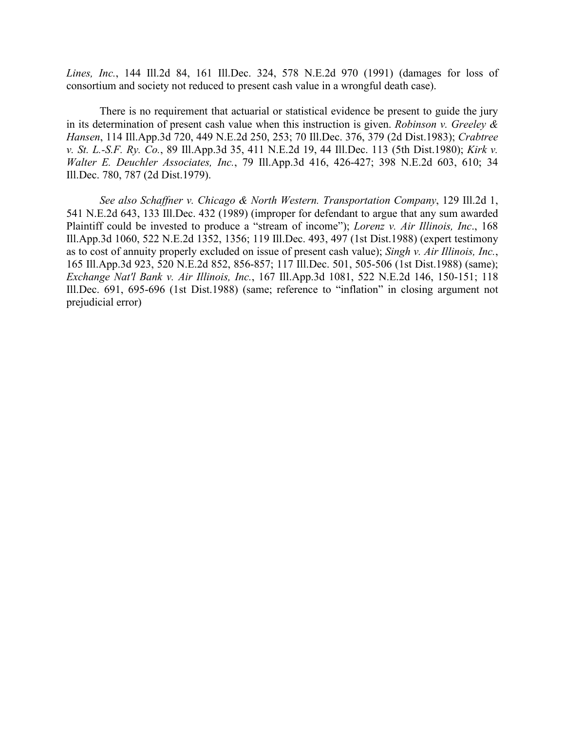*Lines, Inc.*, 144 Ill.2d 84, 161 Ill.Dec. 324, 578 N.E.2d 970 (1991) (damages for loss of consortium and society not reduced to present cash value in a wrongful death case).

There is no requirement that actuarial or statistical evidence be present to guide the jury in its determination of present cash value when this instruction is given. *Robinson v. Greeley & Hansen*, 114 Ill.App.3d 720, 449 N.E.2d 250, 253; 70 Ill.Dec. 376, 379 (2d Dist.1983); *Crabtree v. St. L.-S.F. Ry. Co.*, 89 Ill.App.3d 35, 411 N.E.2d 19, 44 Ill.Dec. 113 (5th Dist.1980); *Kirk v. Walter E. Deuchler Associates, Inc.*, 79 Ill.App.3d 416, 426-427; 398 N.E.2d 603, 610; 34 Ill.Dec. 780, 787 (2d Dist.1979).

*See also Schaffner v. Chicago & North Western. Transportation Company*, 129 Ill.2d 1, 541 N.E.2d 643, 133 Ill.Dec. 432 (1989) (improper for defendant to argue that any sum awarded Plaintiff could be invested to produce a "stream of income"); *Lorenz v. Air Illinois, Inc*., 168 Ill.App.3d 1060, 522 N.E.2d 1352, 1356; 119 Ill.Dec. 493, 497 (1st Dist.1988) (expert testimony as to cost of annuity properly excluded on issue of present cash value); *Singh v. Air Illinois, Inc.*, 165 Ill.App.3d 923, 520 N.E.2d 852, 856-857; 117 Ill.Dec. 501, 505-506 (1st Dist.1988) (same); *Exchange Nat'l Bank v. Air Illinois, Inc.*, 167 Ill.App.3d 1081, 522 N.E.2d 146, 150-151; 118 Ill.Dec. 691, 695-696 (1st Dist.1988) (same; reference to "inflation" in closing argument not prejudicial error)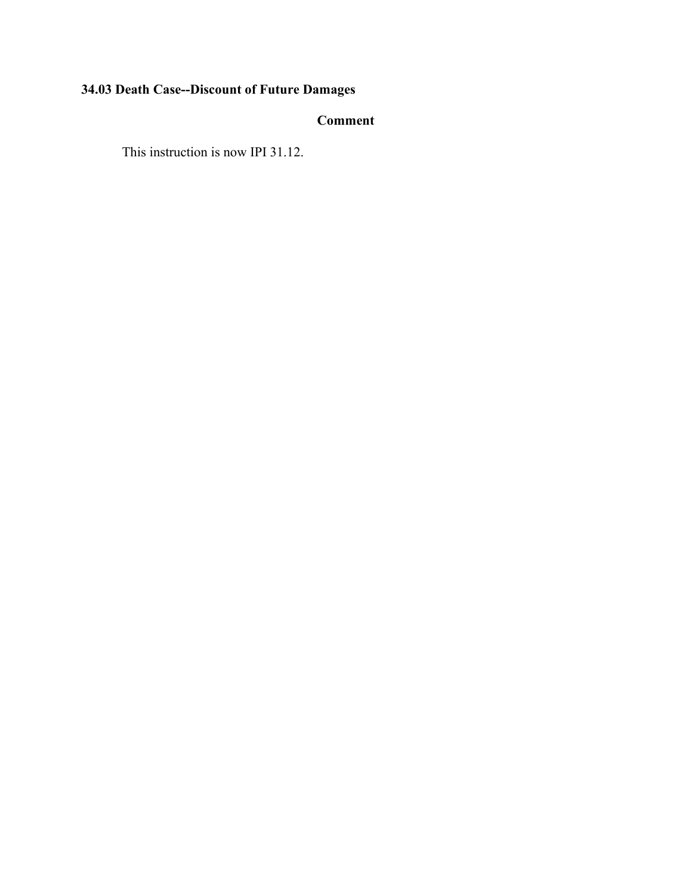### 34.03 Death Case--Discount of Future Damages

**Comment**

This instruction is now IPI 31.12.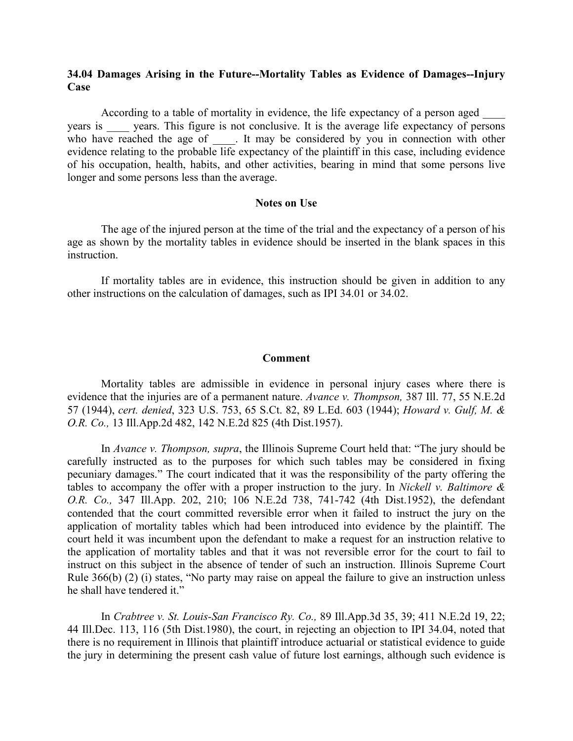### 34.04 Damages Arising in the Future--Mortality Tables as Evidence of Damages--Injury Case

According to a table of mortality in evidence, the life expectancy of a person aged ____ years is ____ years. This figure is not conclusive. It is the average life expectancy of persons who have reached the age of ____. It may be considered by you in connection with other evidence relating to the probable life expectancy of the plaintiff in this case, including evidence of his occupation, health, habits, and other activities, bearing in mind that some persons live longer and some persons less than the average.

#### Notes on Use

The age of the injured person at the time of the trial and the expectancy of a person of his age as shown by the mortality tables in evidence should be inserted in the blank spaces in this instruction.

If mortality tables are in evidence, this instruction should be given in addition to any other instructions on the calculation of damages, such as IPI 34.01 or 34.02.

#### Comment

Mortality tables are admissible in evidence in personal injury cases where there is evidence that the injuries are of a permanent nature. *Avance v. Thompson,* 387 Ill. 77, 55 N.E.2d 57 (1944), *cert. denied*, 323 U.S. 753, 65 S.Ct. 82, 89 L.Ed. 603 (1944); *Howard v. Gulf, M. & O.R. Co.,* 13 Ill.App.2d 482, 142 N.E.2d 825 (4th Dist.1957).

In *Avance v. Thompson, supra*, the Illinois Supreme Court held that: "The jury should be carefully instructed as to the purposes for which such tables may be considered in fixing pecuniary damages." The court indicated that it was the responsibility of the party offering the tables to accompany the offer with a proper instruction to the jury. In *Nickell v. Baltimore & O.R. Co.,* 347 Ill.App. 202, 210; 106 N.E.2d 738, 741-742 (4th Dist.1952), the defendant contended that the court committed reversible error when it failed to instruct the jury on the application of mortality tables which had been introduced into evidence by the plaintiff. The court held it was incumbent upon the defendant to make a request for an instruction relative to the application of mortality tables and that it was not reversible error for the court to fail to instruct on this subject in the absence of tender of such an instruction. Illinois Supreme Court Rule 366(b) (2) (i) states, "No party may raise on appeal the failure to give an instruction unless he shall have tendered it."

In *Crabtree v. St. Louis-San Francisco Ry. Co.,* 89 Ill.App.3d 35, 39; 411 N.E.2d 19, 22; 44 Ill.Dec. 113, 116 (5th Dist.1980), the court, in rejecting an objection to IPI 34.04, noted that there is no requirement in Illinois that plaintiff introduce actuarial or statistical evidence to guide the jury in determining the present cash value of future lost earnings, although such evidence is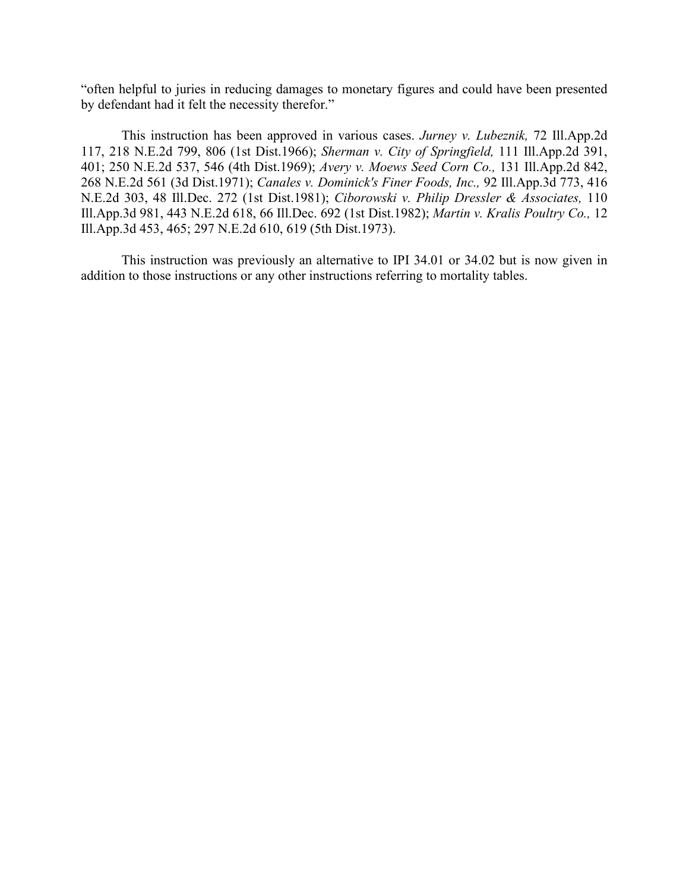"often helpful to juries in reducing damages to monetary figures and could have been presented by defendant had it felt the necessity therefor."

This instruction has been approved in various cases. *Jurney v. Lubeznik,* 72 Ill.App.2d 117, 218 N.E.2d 799, 806 (1st Dist.1966); *Sherman v. City of Springfield,* 111 Ill.App.2d 391, 401; 250 N.E.2d 537, 546 (4th Dist.1969); *Avery v. Moews Seed Corn Co.,* 131 Ill.App.2d 842, 268 N.E.2d 561 (3d Dist.1971); *Canales v. Dominick's Finer Foods, Inc.,* 92 Ill.App.3d 773, 416 N.E.2d 303, 48 Ill.Dec. 272 (1st Dist.1981); *Ciborowski v. Philip Dressler & Associates,* 110 Ill.App.3d 981, 443 N.E.2d 618, 66 Ill.Dec. 692 (1st Dist.1982); *Martin v. Kralis Poultry Co.,* 12 Ill.App.3d 453, 465; 297 N.E.2d 610, 619 (5th Dist.1973).

This instruction was previously an alternative to IPI 34.01 or 34.02 but is now given in addition to those instructions or any other instructions referring to mortality tables.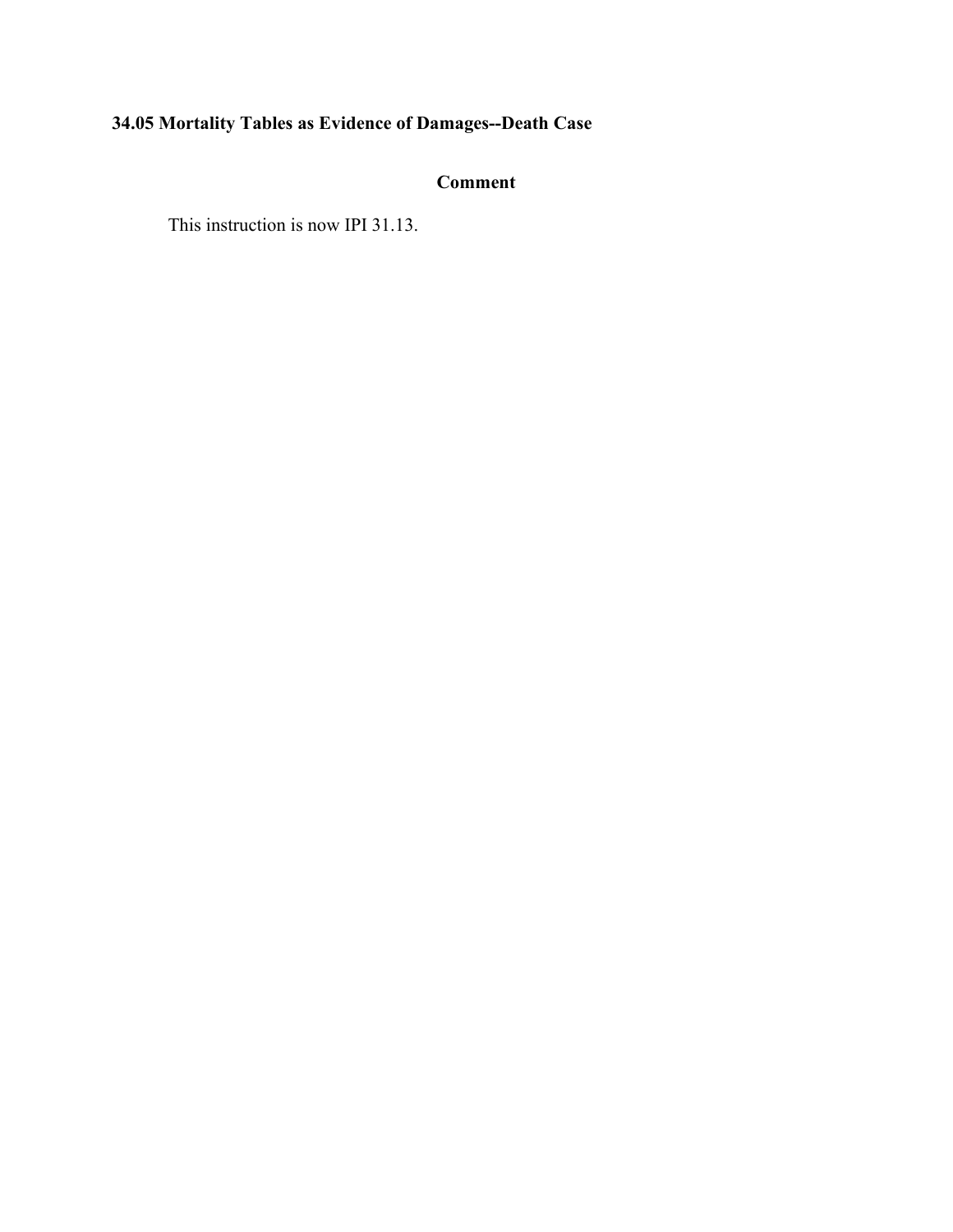## 34.05 Mortality Tables as Evidence of Damages--Death Case

### Comment

This instruction is now IPI 31.13.